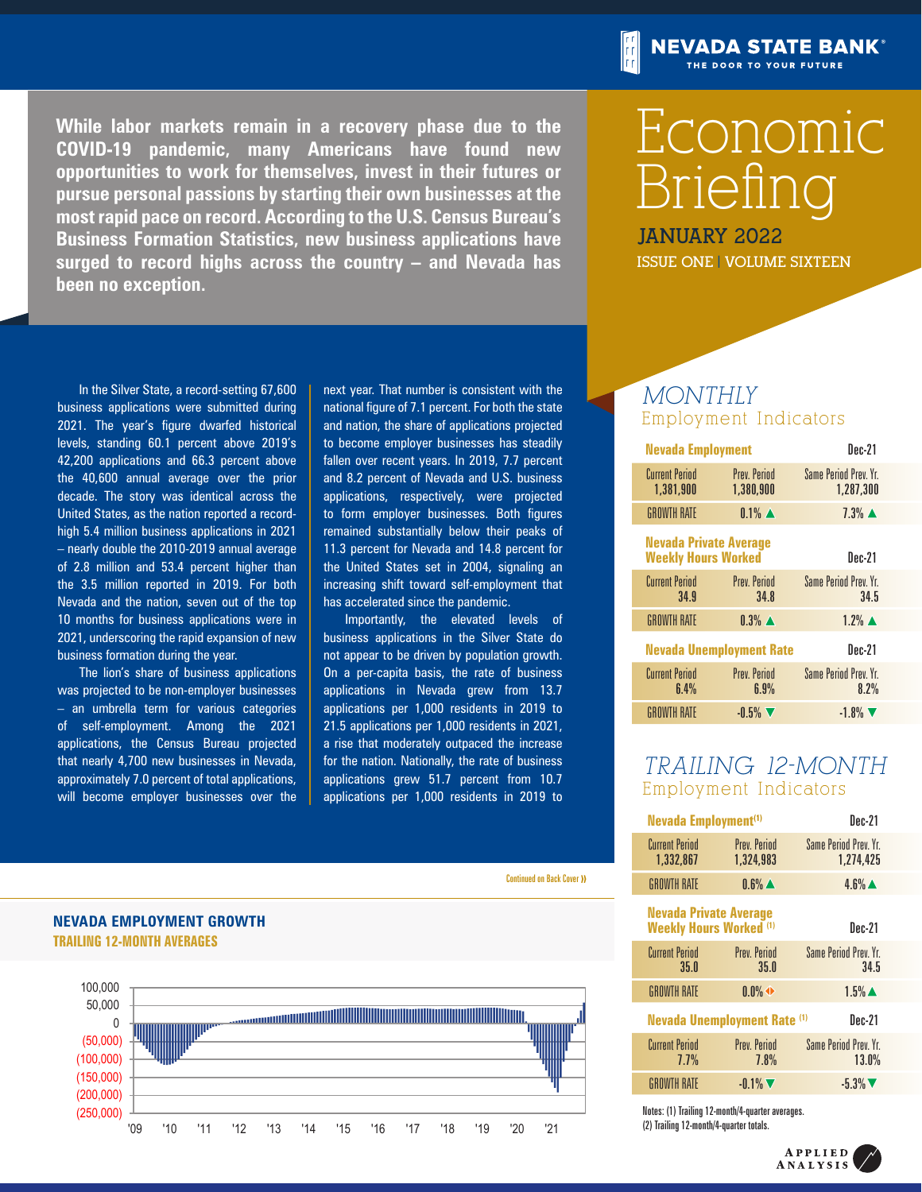# Economic Briefing

**JANUARY 2022**

ISSUE ONE | VOLUME SIXTEEN

**While labor markets remain in a recovery phase due to the COVID-19 pandemic, many Americans have found new opportunities to work for themselves, invest in their futures or pursue personal passions by starting their own businesses at the most rapid pace on record. According to the U.S. Census Bureau's Business Formation Statistics, new business applications have surged to record highs across the country – and Nevada has been no exception.**

In the Silver State, a record-setting 67,600 business applications were submitted during 2021. The year's figure dwarfed historical levels, standing 60.1 percent above 2019's 42,200 applications and 66.3 percent above the 40,600 annual average over the prior decade. The story was identical across the United States, as the nation reported a record-high 5.4 million business applications in 2021 – nearly double the 2010-2019 annual average of 2.8 million and 53.4 percent higher than the 3.5 million reported in 2019. For both Nevada and the nation, seven out of the top 10 months for business applications were in 2021, underscoring the rapid expansion of new business formation during the year.

The lion's share of business applications was projected to be non-employer businesses – an umbrella term for various categories of self-employment. Among the 2021 applications, the Census Bureau projected that nearly 4,700 new businesses in Nevada, approximately 7.0 percent of total applications, will become employer businesses over the next year. That number is consistent with the national figure of 7.1 percent. For both the state and nation, the share of applications projected to become employer businesses has steadily fallen over recent years. In 2019, 7.7 percent and 8.2 percent of Nevada and U.S. business applications, respectively, were projected to form employer businesses. Both figures remained substantially below their peaks of 11.3 percent for Nevada and 14.8 percent for the United States set in 2004, signaling an increasing shift toward self-employment that has accelerated since the pandemic.

Importantly, the elevated levels of business applications in the Silver State do not appear to be driven by population growth. On a per-capita basis, the rate of business applications in Nevada grew from 13.7 applications per 1,000 residents in 2019 to 21.5 applications per 1,000 residents in 2021, a rise that moderately outpaced the increase for the nation. Nationally, the rate of business applications grew 51.7 percent from 10.7 applications per 1,000 residents in 2019 to

Continued on Back Cover »

## MONTHLY Employment Indicators

| Nevada Employment | | Dec-21 |
|---|---|---|
| Current Period | Prev. Period | Same Period Prev. Yr. |
| 1,381,900 | 1,380,900 | 1,287,300 |
| GROWTH RATE | 0.1% ▲ | 7.3% ▲ |

| Nevada Private Average Weekly Hours Worked | | Dec-21 |
|---|---|---|
| Current Period | Prev. Period | Same Period Prev. Yr. |
| 34.9 | 34.8 | 34.5 |
| GROWTH RATE | 0.3% ▲ | 1.2% ▲ |

| Nevada Unemployment Rate | | Dec-21 |
|---|---|---|
| Current Period | Prev. Period | Same Period Prev. Yr. |
| 6.4% | 6.9% | 8.2% |
| GROWTH RATE | -0.5% ▼ | -1.8% ▼ |

## TRAILING 12-MONTH Employment Indicators

| Nevada Employment[1] | | Dec-21 |
|---|---|---|
| Current Period | Prev. Period | Same Period Prev. Yr. |
| 1,332,867 | 1,324,983 | 1,274,425 |
| GROWTH RATE | 0.6% ▲ | 4.6% ▲ |

| Nevada Private Average Weekly Hours Worked[1] | | Dec-21 |
|---|---|---|
| Current Period | Prev. Period | Same Period Prev. Yr. |
| 35.0 | 35.0 | 34.5 |
| GROWTH RATE | 0.0% ◆ | 1.5% ▲ |

| Nevada Unemployment Rate[1] | | Dec-21 |
|---|---|---|
| Current Period | Prev. Period | Same Period Prev. Yr. |
| 7.7% | 7.8% | 13.0% |
| GROWTH RATE | -0.1% ▼ | -5.3% ▼ |

Notes: (1) Trailing 12-month/4-quarter averages.
(2) Trailing 12-month/4-quarter totals.

**NEVADA EMPLOYMENT GROWTH**
**TRAILING 12-MONTH AVERAGES**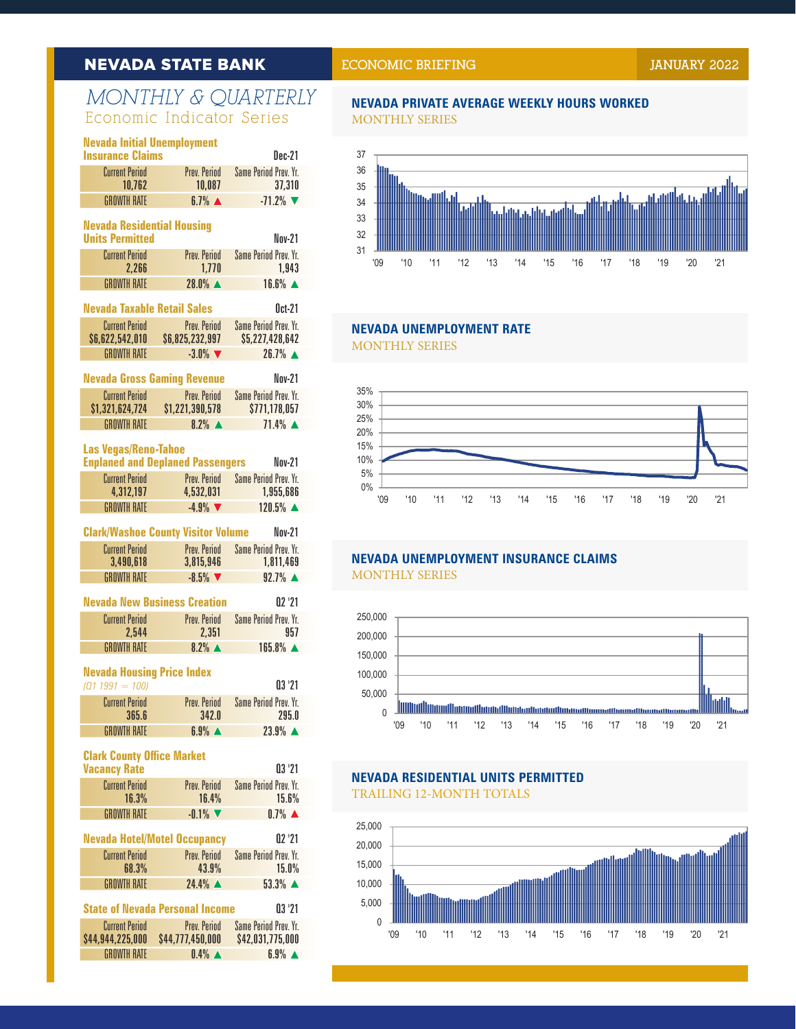## NEVADA STATE BANK

ECONOMIC BRIEFING

JANUARY 2022

# MONTHLY & QUARTERLY

Economic Indicator Series

### Nevada Initial Unemployment Insurance Claims — Dec-21

| | Current Period | Prev. Period | Same Period Prev. Yr. |
|---|---|---|---|
| | 10,762 | 10,087 | 37,310 |
| GROWTH RATE | | 6.7% ▲ | -71.2% ▼ |

### Nevada Residential Housing Units Permitted — Nov-21

| | Current Period | Prev. Period | Same Period Prev. Yr. |
|---|---|---|---|
| | 2,266 | 1,770 | 1,943 |
| GROWTH RATE | | 28.0% ▲ | 16.6% ▲ |

### Nevada Taxable Retail Sales — Oct-21

| | Current Period | Prev. Period | Same Period Prev. Yr. |
|---|---|---|---|
| | $6,622,542,010 | $6,825,232,997 | $5,227,428,642 |
| GROWTH RATE | | -3.0% ▼ | 26.7% ▲ |

### Nevada Gross Gaming Revenue — Nov-21

| | Current Period | Prev. Period | Same Period Prev. Yr. |
|---|---|---|---|
| | $1,321,624,724 | $1,221,390,578 | $771,178,057 |
| GROWTH RATE | | 8.2% ▲ | 71.4% ▲ |

### Las Vegas/Reno-Tahoe Enplaned and Deplaned Passengers — Nov-21

| | Current Period | Prev. Period | Same Period Prev. Yr. |
|---|---|---|---|
| | 4,312,197 | 4,532,031 | 1,955,686 |
| GROWTH RATE | | -4.9% ▼ | 120.5% ▲ |

### Clark/Washoe County Visitor Volume — Nov-21

| | Current Period | Prev. Period | Same Period Prev. Yr. |
|---|---|---|---|
| | 3,490,618 | 3,815,946 | 1,811,469 |
| GROWTH RATE | | -8.5% ▼ | 92.7% ▲ |

### Nevada New Business Creation — Q2 '21

| | Current Period | Prev. Period | Same Period Prev. Yr. |
|---|---|---|---|
| | 2,544 | 2,351 | 957 |
| GROWTH RATE | | 8.2% ▲ | 165.8% ▲ |

### Nevada Housing Price Index — Q3 '21

*(Q1 1991 = 100)*

| | Current Period | Prev. Period | Same Period Prev. Yr. |
|---|---|---|---|
| | 365.6 | 342.0 | 295.0 |
| GROWTH RATE | | 6.9% ▲ | 23.9% ▲ |

### Clark County Office Market Vacancy Rate — Q3 '21

| | Current Period | Prev. Period | Same Period Prev. Yr. |
|---|---|---|---|
| | 16.3% | 16.4% | 15.6% |
| GROWTH RATE | | -0.1% ▼ | 0.7% ▲ |

### Nevada Hotel/Motel Occupancy — Q2 '21

| | Current Period | Prev. Period | Same Period Prev. Yr. |
|---|---|---|---|
| | 68.3% | 43.9% | 15.0% |
| GROWTH RATE | | 24.4% ▲ | 53.3% ▲ |

### State of Nevada Personal Income — Q3 '21

| | Current Period | Prev. Period | Same Period Prev. Yr. |
|---|---|---|---|
| | $44,944,225,000 | $44,777,450,000 | $42,031,775,000 |
| GROWTH RATE | | 0.4% ▲ | 6.9% ▲ |

### NEVADA PRIVATE AVERAGE WEEKLY HOURS WORKED

MONTHLY SERIES

### NEVADA UNEMPLOYMENT RATE

MONTHLY SERIES

### NEVADA UNEMPLOYMENT INSURANCE CLAIMS

MONTHLY SERIES

### NEVADA RESIDENTIAL UNITS PERMITTED

TRAILING 12-MONTH TOTALS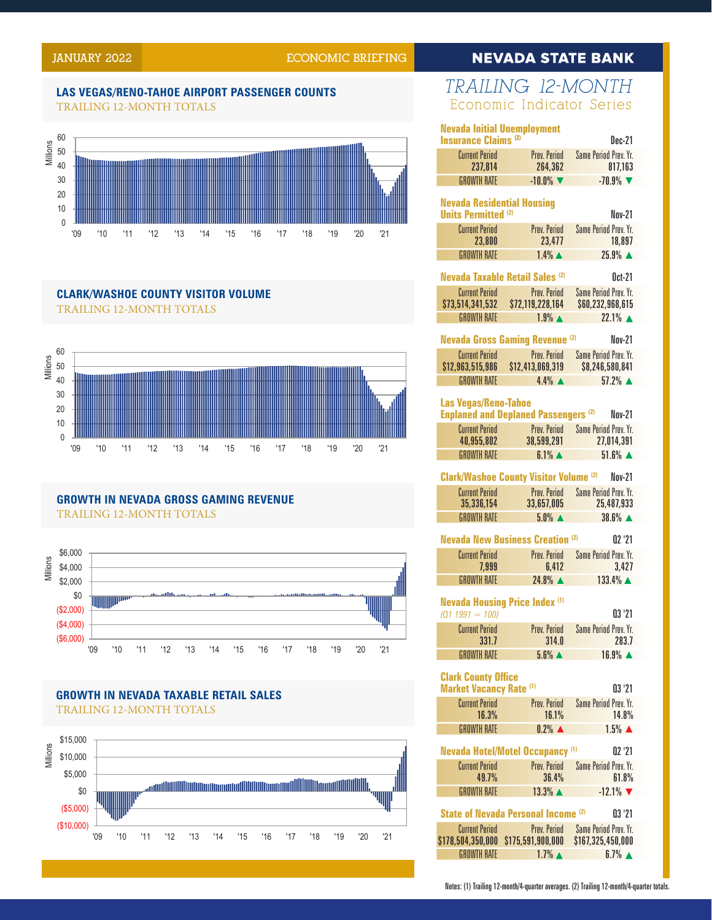JANUARY 2022 — ECONOMIC BRIEFING — NEVADA STATE BANK

### LAS VEGAS/RENO-TAHOE AIRPORT PASSENGER COUNTS
TRAILING 12-MONTH TOTALS

### CLARK/WASHOE COUNTY VISITOR VOLUME
TRAILING 12-MONTH TOTALS

### GROWTH IN NEVADA GROSS GAMING REVENUE
TRAILING 12-MONTH TOTALS

### GROWTH IN NEVADA TAXABLE RETAIL SALES
TRAILING 12-MONTH TOTALS

## TRAILING 12-MONTH
Economic Indicator Series

**Nevada Initial Unemployment Insurance Claims [2]** — Dec-21

| Current Period | Prev. Period | Same Period Prev. Yr. |
|---|---|---|
| 237,814 | 264,362 | 817,163 |
| GROWTH RATE | -10.0% ▼ | -70.9% ▼ |

**Nevada Residential Housing Units Permitted [2]** — Nov-21

| Current Period | Prev. Period | Same Period Prev. Yr. |
|---|---|---|
| 23,800 | 23,477 | 18,897 |
| GROWTH RATE | 1.4% ▲ | 25.9% ▲ |

**Nevada Taxable Retail Sales [2]** — Oct-21

| Current Period | Prev. Period | Same Period Prev. Yr. |
|---|---|---|
| $73,514,341,532 | $72,119,228,164 | $60,232,968,615 |
| GROWTH RATE | 1.9% ▲ | 22.1% ▲ |

**Nevada Gross Gaming Revenue [2]** — Nov-21

| Current Period | Prev. Period | Same Period Prev. Yr. |
|---|---|---|
| $12,963,515,986 | $12,413,069,319 | $8,246,580,841 |
| GROWTH RATE | 4.4% ▲ | 57.2% ▲ |

**Las Vegas/Reno-Tahoe Enplaned and Deplaned Passengers [2]** — Nov-21

| Current Period | Prev. Period | Same Period Prev. Yr. |
|---|---|---|
| 40,955,802 | 38,599,291 | 27,014,391 |
| GROWTH RATE | 6.1% ▲ | 51.6% ▲ |

**Clark/Washoe County Visitor Volume [2]** — Nov-21

| Current Period | Prev. Period | Same Period Prev. Yr. |
|---|---|---|
| 35,336,154 | 33,657,005 | 25,487,933 |
| GROWTH RATE | 5.0% ▲ | 38.6% ▲ |

**Nevada New Business Creation [2]** — Q2 '21

| Current Period | Prev. Period | Same Period Prev. Yr. |
|---|---|---|
| 7,999 | 6,412 | 3,427 |
| GROWTH RATE | 24.8% ▲ | 133.4% ▲ |

**Nevada Housing Price Index [1]** *(Q1 1991 = 100)* — Q3 '21

| Current Period | Prev. Period | Same Period Prev. Yr. |
|---|---|---|
| 331.7 | 314.0 | 283.7 |
| GROWTH RATE | 5.6% ▲ | 16.9% ▲ |

**Clark County Office Market Vacancy Rate [1]** — Q3 '21

| Current Period | Prev. Period | Same Period Prev. Yr. |
|---|---|---|
| 16.3% | 16.1% | 14.8% |
| GROWTH RATE | 0.2% ▲ | 1.5% ▲ |

**Nevada Hotel/Motel Occupancy [1]** — Q2 '21

| Current Period | Prev. Period | Same Period Prev. Yr. |
|---|---|---|
| 49.7% | 36.4% | 61.8% |
| GROWTH RATE | 13.3% ▲ | -12.1% ▼ |

**State of Nevada Personal Income [2]** — Q3 '21

| Current Period | Prev. Period | Same Period Prev. Yr. |
|---|---|---|
| $178,504,350,000 | $175,591,900,000 | $167,325,450,000 |
| GROWTH RATE | 1.7% ▲ | 6.7% ▲ |

Notes: (1) Trailing 12-month/4-quarter averages. (2) Trailing 12-month/4-quarter totals.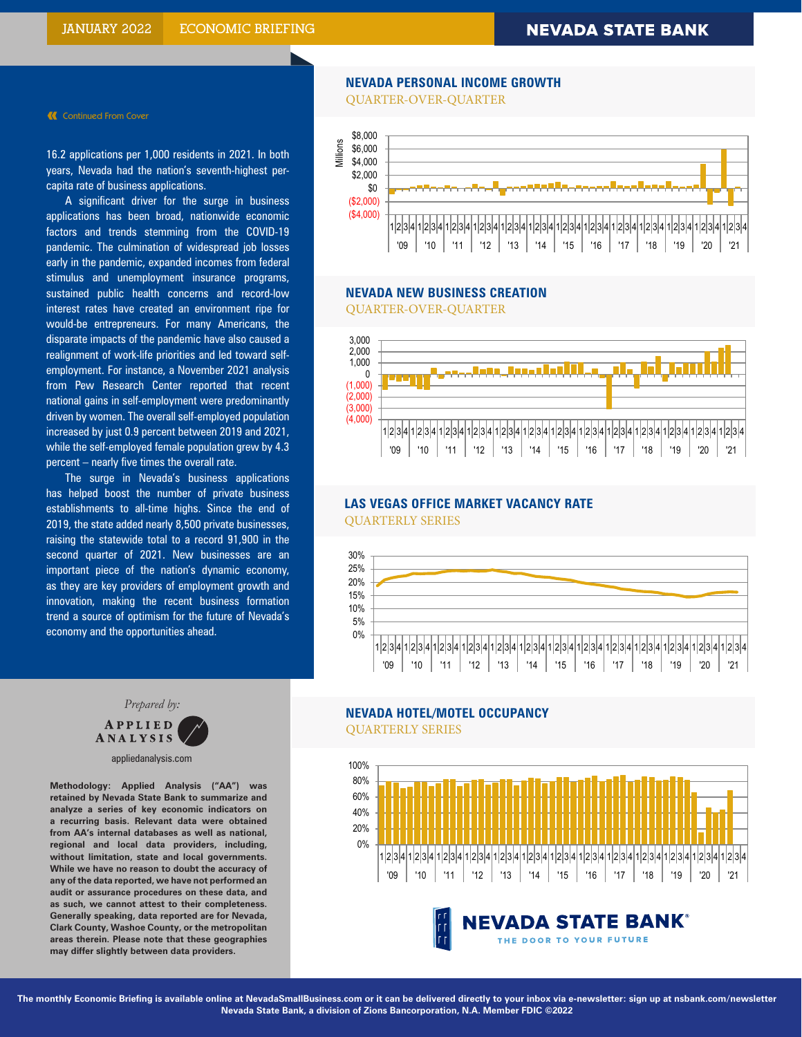Continued From Cover

16.2 applications per 1,000 residents in 2021. In both years, Nevada had the nation's seventh-highest per-capita rate of business applications.

A significant driver for the surge in business applications has been broad, nationwide economic factors and trends stemming from the COVID-19 pandemic. The culmination of widespread job losses early in the pandemic, expanded incomes from federal stimulus and unemployment insurance programs, sustained public health concerns and record-low interest rates have created an environment ripe for would-be entrepreneurs. For many Americans, the disparate impacts of the pandemic have also caused a realignment of work-life priorities and led toward self-employment. For instance, a November 2021 analysis from Pew Research Center reported that recent national gains in self-employment were predominantly driven by women. The overall self-employed population increased by just 0.9 percent between 2019 and 2021, while the self-employed female population grew by 4.3 percent – nearly five times the overall rate.

The surge in Nevada's business applications has helped boost the number of private business establishments to all-time highs. Since the end of 2019, the state added nearly 8,500 private businesses, raising the statewide total to a record 91,900 in the second quarter of 2021. New businesses are an important piece of the nation's dynamic economy, as they are key providers of employment growth and innovation, making the recent business formation trend a source of optimism for the future of Nevada's economy and the opportunities ahead.

## NEVADA PERSONAL INCOME GROWTH
QUARTER-OVER-QUARTER

Millions
$8,000
$6,000
$4,000
$2,000
$0
($2,000)
($4,000)
'09 '10 '11 '12 '13 '14 '15 '16 '17 '18 '19 '20 '21

## NEVADA NEW BUSINESS CREATION
QUARTER-OVER-QUARTER

3,000
2,000
1,000
0
(1,000)
(2,000)
(3,000)
(4,000)
'09 '10 '11 '12 '13 '14 '15 '16 '17 '18 '19 '20 '21

## LAS VEGAS OFFICE MARKET VACANCY RATE
QUARTERLY SERIES

30%
25%
20%
15%
10%
5%
0%
'09 '10 '11 '12 '13 '14 '15 '16 '17 '18 '19 '20 '21

## NEVADA HOTEL/MOTEL OCCUPANCY
QUARTERLY SERIES

100%
80%
60%
40%
20%
0%
'09 '10 '11 '12 '13 '14 '15 '16 '17 '18 '19 '20 '21

*Prepared by:*
APPLIED ANALYSIS
appliedanalysis.com

**Methodology: Applied Analysis ("AA") was retained by Nevada State Bank to summarize and analyze a series of key economic indicators on a recurring basis. Relevant data were obtained from AA's internal databases as well as national, regional and local data providers, including, without limitation, state and local governments. While we have no reason to doubt the accuracy of any of the data reported, we have not performed an audit or assurance procedures on these data, and as such, we cannot attest to their completeness. Generally speaking, data reported are for Nevada, Clark County, Washoe County, or the metropolitan areas therein. Please note that these geographies may differ slightly between data providers.**

NEVADA STATE BANK®
THE DOOR TO YOUR FUTURE

**The monthly Economic Briefing is available online at NevadaSmallBusiness.com or it can be delivered directly to your inbox via e-newsletter: sign up at nsbank.com/newsletter**
**Nevada State Bank, a division of Zions Bancorporation, N.A. Member FDIC ©2022**